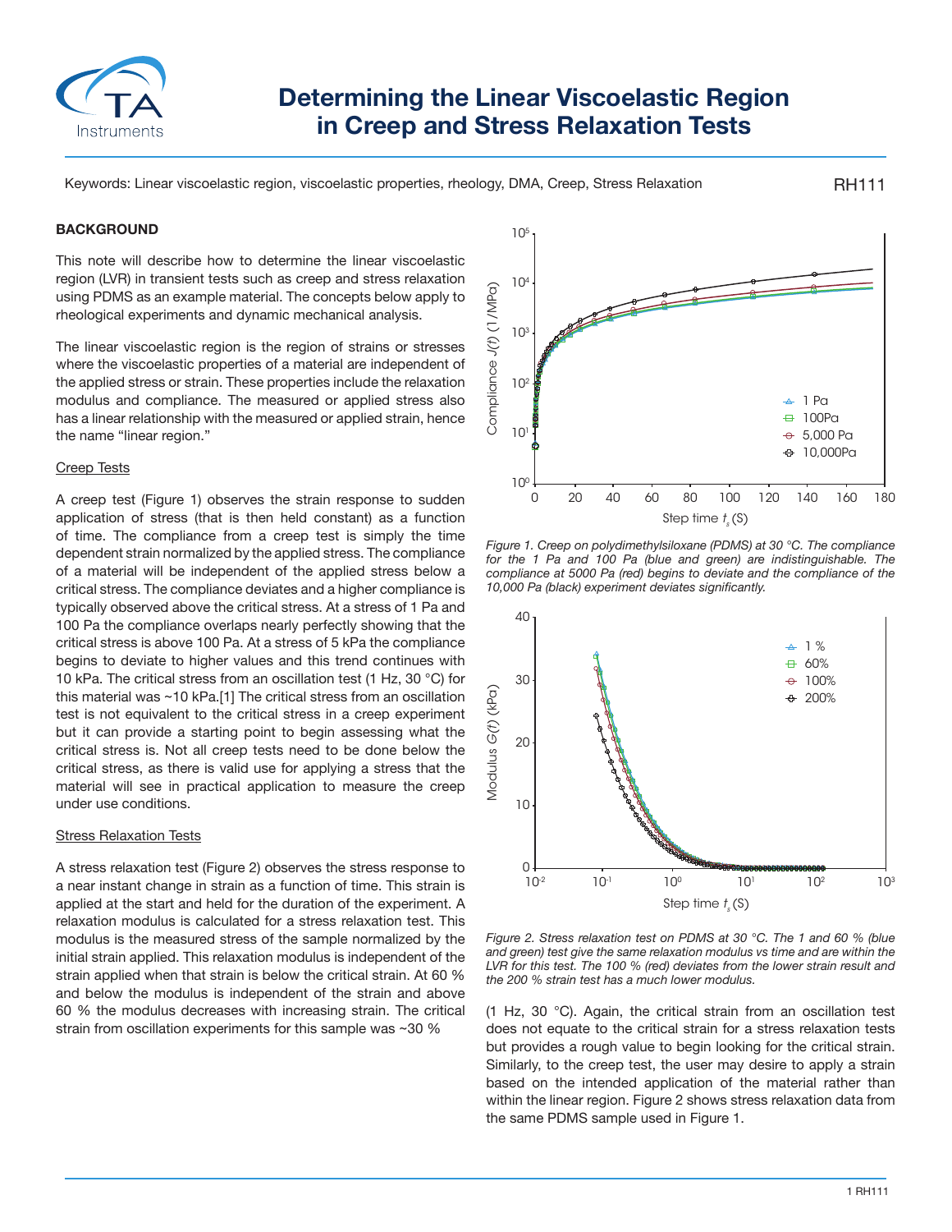# Determining the Linear Viscoelastic Region in Creep and Stress Relaxation Tests

Keywords: Linear viscoelastic region, viscoelastic properties, rheology, DMA, Creep, Stress Relaxation

RH111

## BACKGROUND

This note will describe how to determine the linear viscoelastic region (LVR) in transient tests such as creep and stress relaxation using PDMS as an example material. The concepts below apply to rheological experiments and dynamic mechanical analysis.

The linear viscoelastic region is the region of strains or stresses where the viscoelastic properties of a material are independent of the applied stress or strain. These properties include the relaxation modulus and compliance. The measured or applied stress also has a linear relationship with the measured or applied strain, hence the name "linear region."

### Creep Tests

A creep test (Figure 1) observes the strain response to sudden application of stress (that is then held constant) as a function of time. The compliance from a creep test is simply the time dependent strain normalized by the applied stress. The compliance of a material will be independent of the applied stress below a critical stress. The compliance deviates and a higher compliance is typically observed above the critical stress. At a stress of 1 Pa and 100 Pa the compliance overlaps nearly perfectly showing that the critical stress is above 100 Pa. At a stress of 5 kPa the compliance begins to deviate to higher values and this trend continues with 10 kPa. The critical stress from an oscillation test (1 Hz, 30 °C) for this material was ~10 kPa.[1] The critical stress from an oscillation test is not equivalent to the critical stress in a creep experiment but it can provide a starting point to begin assessing what the critical stress is. Not all creep tests need to be done below the critical stress, as there is valid use for applying a stress that the material will see in practical application to measure the creep under use conditions.

*Figure 1. Creep on polydimethylsiloxane (PDMS) at 30 °C. The compliance for the 1 Pa and 100 Pa (blue and green) are indistinguishable. The compliance at 5000 Pa (red) begins to deviate and the compliance of the 10,000 Pa (black) experiment deviates significantly.*

### Stress Relaxation Tests

A stress relaxation test (Figure 2) observes the stress response to a near instant change in strain as a function of time. This strain is applied at the start and held for the duration of the experiment. A relaxation modulus is calculated for a stress relaxation test. This modulus is the measured stress of the sample normalized by the initial strain applied. This relaxation modulus is independent of the strain applied when that strain is below the critical strain. At 60 % and below the modulus is independent of the strain and above 60 % the modulus decreases with increasing strain. The critical strain from oscillation experiments for this sample was ~30 % (1 Hz, 30 °C). Again, the critical strain from an oscillation test does not equate to the critical strain for a stress relaxation tests but provides a rough value to begin looking for the critical strain. Similarly, to the creep test, the user may desire to apply a strain based on the intended application of the material rather than within the linear region. Figure 2 shows stress relaxation data from the same PDMS sample used in Figure 1.

*Figure 2. Stress relaxation test on PDMS at 30 °C. The 1 and 60 % (blue and green) test give the same relaxation modulus vs time and are within the LVR for this test. The 100 % (red) deviates from the lower strain result and the 200 % strain test has a much lower modulus.*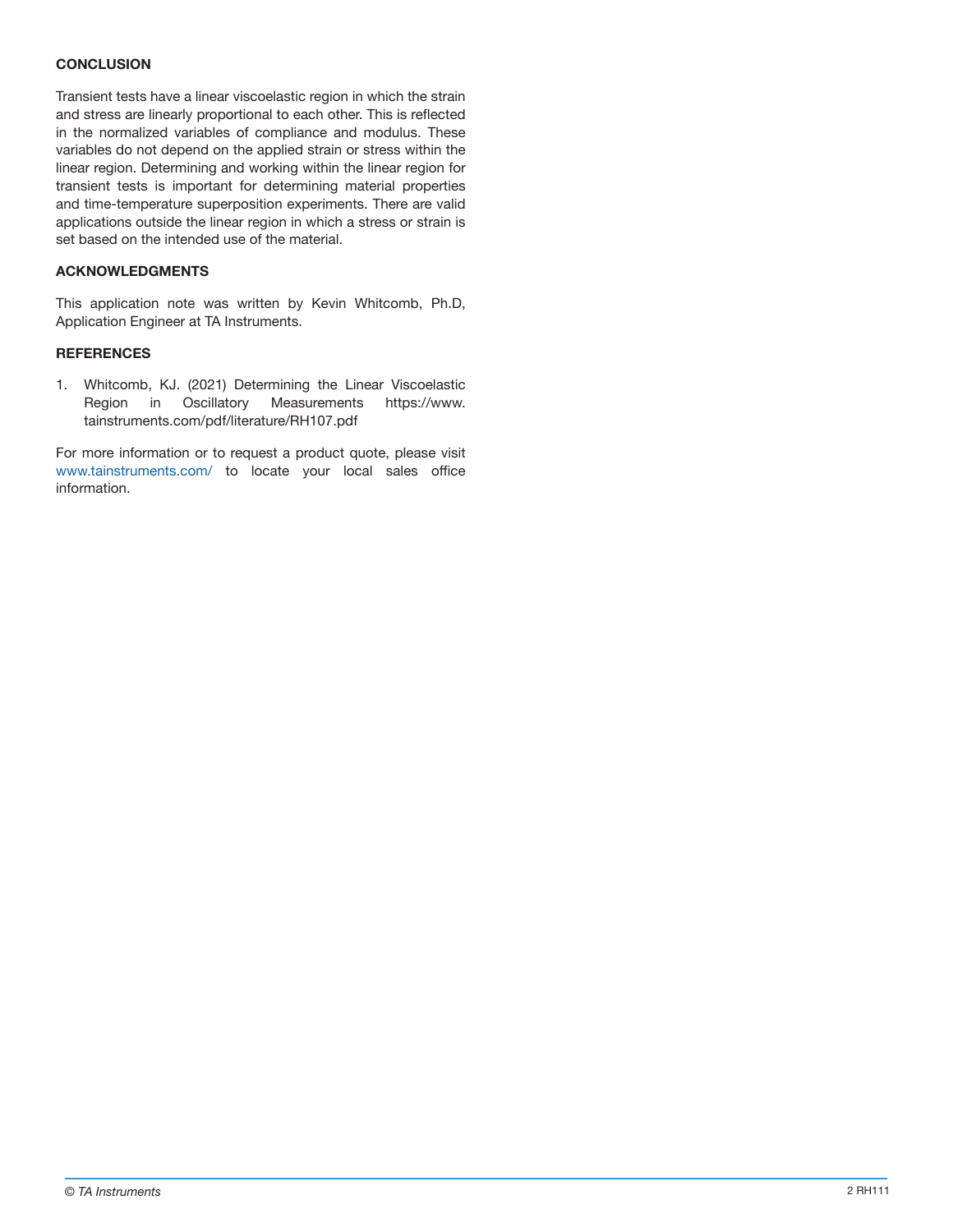## CONCLUSION

Transient tests have a linear viscoelastic region in which the strain and stress are linearly proportional to each other. This is reflected in the normalized variables of compliance and modulus. These variables do not depend on the applied strain or stress within the linear region. Determining and working within the linear region for transient tests is important for determining material properties and time-temperature superposition experiments. There are valid applications outside the linear region in which a stress or strain is set based on the intended use of the material.

## ACKNOWLEDGMENTS

This application note was written by Kevin Whitcomb, Ph.D, Application Engineer at TA Instruments.

## REFERENCES

1. Whitcomb, KJ. (2021) Determining the Linear Viscoelastic Region in Oscillatory Measurements https://www.tainstruments.com/pdf/literature/RH107.pdf

For more information or to request a product quote, please visit www.tainstruments.com/ to locate your local sales office information.